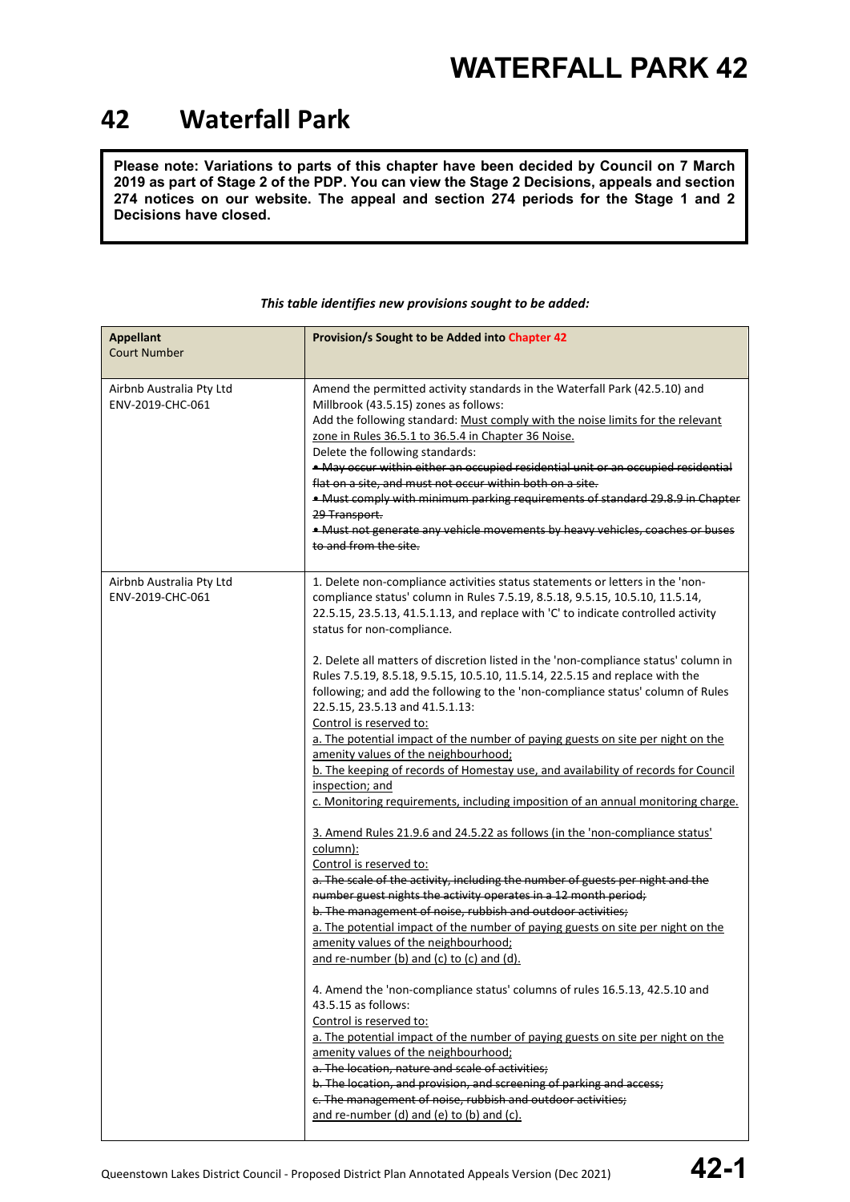# 42 Waterfall Park

**Please note: Variations to parts of this chapter have been decided by Council on 7 March 2019 as part of Stage 2 of the PDP. You can view the Stage 2 Decisions, appeals and section 274 notices on our website. The appeal and section 274 periods for the Stage 1 and 2 Decisions have closed.**

*This table identifies new provisions sought to be added:*

| **Appellant**<br>Court Number | **Provision/s Sought to be Added into Chapter 42** |
|---|---|
| Airbnb Australia Pty Ltd<br>ENV-2019-CHC-061 | Amend the permitted activity standards in the Waterfall Park (42.5.10) and Millbrook (43.5.15) zones as follows:<br>Add the following standard: <u>Must comply with the noise limits for the relevant zone in Rules 36.5.1 to 36.5.4 in Chapter 36 Noise.</u><br>Delete the following standards:<br>~~• May occur within either an occupied residential unit or an occupied residential flat on a site, and must not occur within both on a site.~~<br>~~• Must comply with minimum parking requirements of standard 29.8.9 in Chapter 29 Transport.~~<br>~~• Must not generate any vehicle movements by heavy vehicles, coaches or buses to and from the site.~~ |
| Airbnb Australia Pty Ltd<br>ENV-2019-CHC-061 | 1. Delete non-compliance activities status statements or letters in the 'non-compliance status' column in Rules 7.5.19, 8.5.18, 9.5.15, 10.5.10, 11.5.14, 22.5.15, 23.5.13, 41.5.1.13, and replace with 'C' to indicate controlled activity status for non-compliance.<br><br>2. Delete all matters of discretion listed in the 'non-compliance status' column in Rules 7.5.19, 8.5.18, 9.5.15, 10.5.10, 11.5.14, 22.5.15 and replace with the following; and add the following to the 'non-compliance status' column of Rules 22.5.15, 23.5.13 and 41.5.1.13:<br><u>Control is reserved to:</u><br><u>a. The potential impact of the number of paying guests on site per night on the amenity values of the neighbourhood;</u><br><u>b. The keeping of records of Homestay use, and availability of records for Council inspection; and</u><br><u>c. Monitoring requirements, including imposition of an annual monitoring charge.</u><br><br><u>3. Amend Rules 21.9.6 and 24.5.22 as follows (in the 'non-compliance status' column):</u><br><u>Control is reserved to:</u><br>~~a. The scale of the activity, including the number of guests per night and the number guest nights the activity operates in a 12 month period;~~<br>~~b. The management of noise, rubbish and outdoor activities;~~<br><u>a. The potential impact of the number of paying guests on site per night on the amenity values of the neighbourhood;</u><br><u>and re-number (b) and (c) to (c) and (d).</u><br><br>4. Amend the 'non-compliance status' columns of rules 16.5.13, 42.5.10 and 43.5.15 as follows:<br><u>Control is reserved to:</u><br><u>a. The potential impact of the number of paying guests on site per night on the amenity values of the neighbourhood;</u><br>~~a. The location, nature and scale of activities;~~<br>~~b. The location, and provision, and screening of parking and access;~~<br>~~c. The management of noise, rubbish and outdoor activities;~~<br><u>and re-number (d) and (e) to (b) and (c).</u> |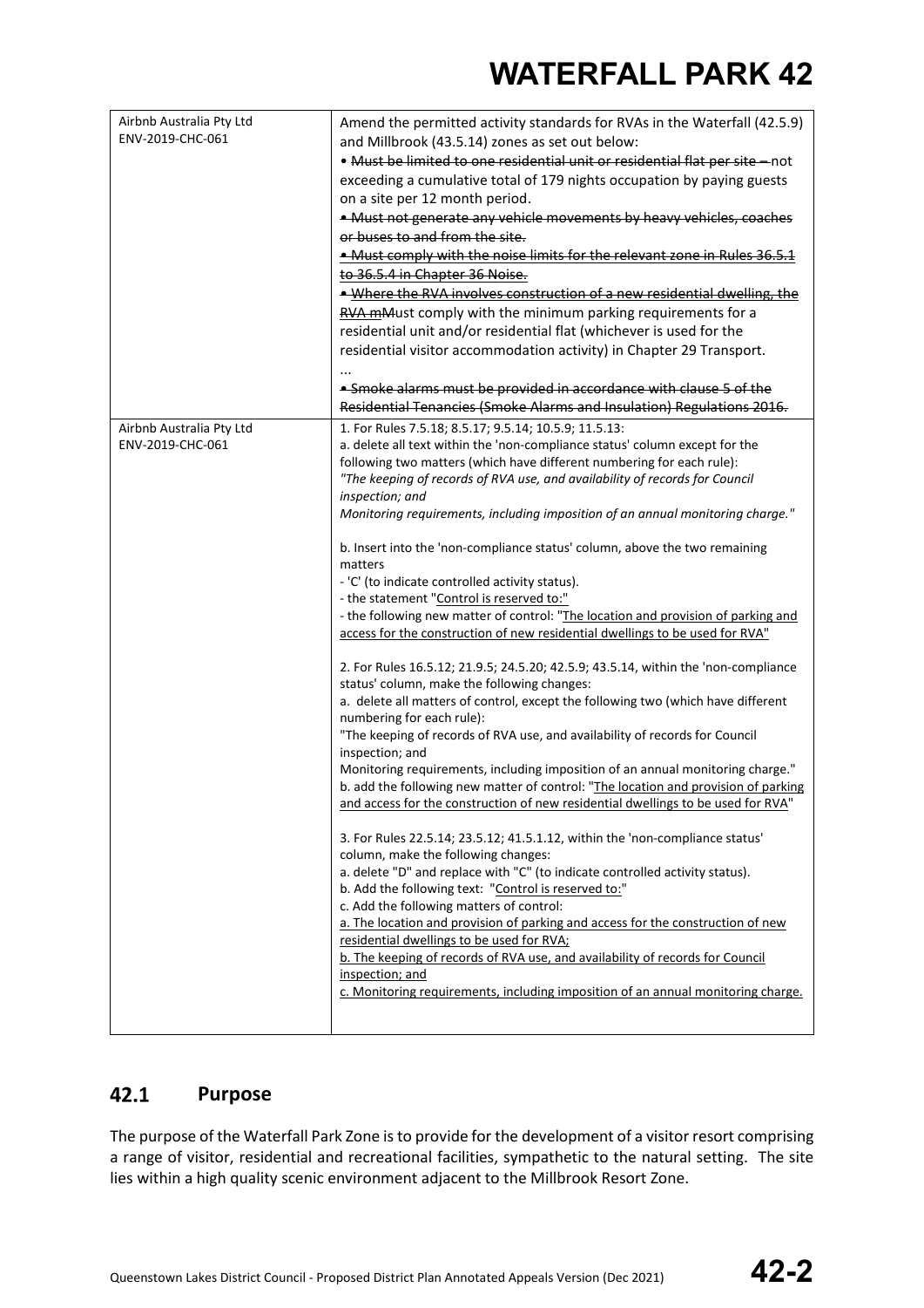| | |
|---|---|
| Airbnb Australia Pty Ltd ENV-2019-CHC-061 | Amend the permitted activity standards for RVAs in the Waterfall (42.5.9) and Millbrook (43.5.14) zones as set out below:<br>• ~~Must be limited to one residential unit or residential flat per site – not~~ exceeding a cumulative total of 179 nights occupation by paying guests on a site per 12 month period.<br>~~• Must not generate any vehicle movements by heavy vehicles, coaches or buses to and from the site.~~<br>~~• Must comply with the noise limits for the relevant zone in Rules 36.5.1 to 36.5.4 in Chapter 36 Noise.~~<br>~~• Where the RVA involves construction of a new residential dwelling, the RVA m~~Must comply with the minimum parking requirements for a residential unit and/or residential flat (whichever is used for the residential visitor accommodation activity) in Chapter 29 Transport.<br>...<br>~~• Smoke alarms must be provided in accordance with clause 5 of the Residential Tenancies (Smoke Alarms and Insulation) Regulations 2016.~~ |
| Airbnb Australia Pty Ltd ENV-2019-CHC-061 | 1. For Rules 7.5.18; 8.5.17; 9.5.14; 10.5.9; 11.5.13:<br>a. delete all text within the 'non-compliance status' column except for the following two matters (which have different numbering for each rule):<br>*"The keeping of records of RVA use, and availability of records for Council inspection; and*<br>*Monitoring requirements, including imposition of an annual monitoring charge."*<br><br>b. Insert into the 'non-compliance status' column, above the two remaining matters<br>- 'C' (to indicate controlled activity status).<br>- the statement "<u>Control is reserved to:</u>"<br>- the following new matter of control: "<u>The location and provision of parking and access for the construction of new residential dwellings to be used for RVA</u>"<br><br>2. For Rules 16.5.12; 21.9.5; 24.5.20; 42.5.9; 43.5.14, within the 'non-compliance status' column, make the following changes:<br>a. delete all matters of control, except the following two (which have different numbering for each rule):<br>"The keeping of records of RVA use, and availability of records for Council inspection; and<br>Monitoring requirements, including imposition of an annual monitoring charge."<br>b. add the following new matter of control: "<u>The location and provision of parking and access for the construction of new residential dwellings to be used for RVA</u>"<br><br>3. For Rules 22.5.14; 23.5.12; 41.5.1.12, within the 'non-compliance status' column, make the following changes:<br>a. delete "D" and replace with "C" (to indicate controlled activity status).<br>b. Add the following text: "<u>Control is reserved to:</u>"<br>c. Add the following matters of control:<br><u>a. The location and provision of parking and access for the construction of new residential dwellings to be used for RVA;</u><br><u>b. The keeping of records of RVA use, and availability of records for Council inspection; and</u><br><u>c. Monitoring requirements, including imposition of an annual monitoring charge.</u> |

## 42.1 Purpose

The purpose of the Waterfall Park Zone is to provide for the development of a visitor resort comprising a range of visitor, residential and recreational facilities, sympathetic to the natural setting. The site lies within a high quality scenic environment adjacent to the Millbrook Resort Zone.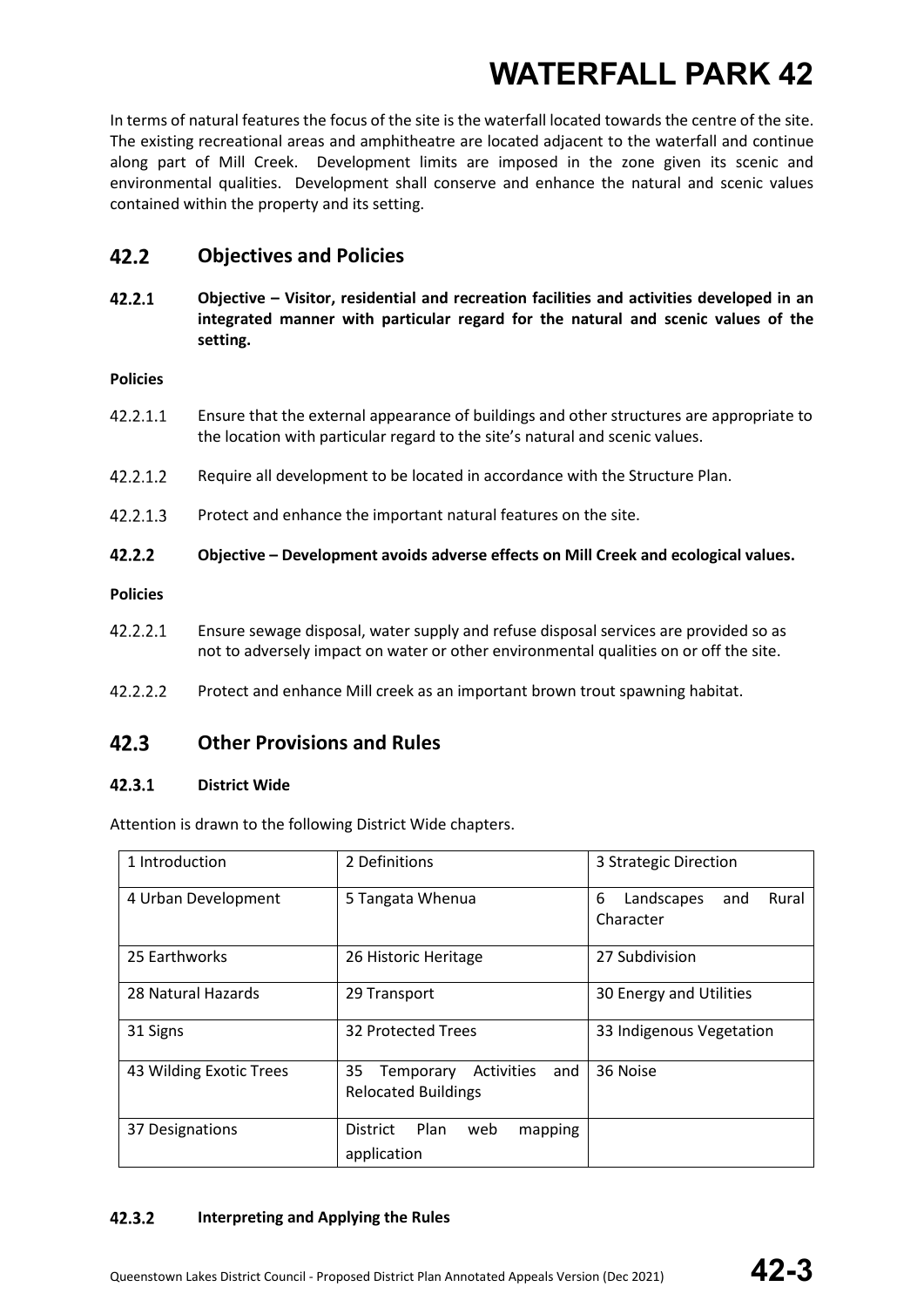In terms of natural features the focus of the site is the waterfall located towards the centre of the site. The existing recreational areas and amphitheatre are located adjacent to the waterfall and continue along part of Mill Creek. Development limits are imposed in the zone given its scenic and environmental qualities. Development shall conserve and enhance the natural and scenic values contained within the property and its setting.

## 42.2 Objectives and Policies

**42.2.1 Objective – Visitor, residential and recreation facilities and activities developed in an integrated manner with particular regard for the natural and scenic values of the setting.**

**Policies**

42.2.1.1 Ensure that the external appearance of buildings and other structures are appropriate to the location with particular regard to the site's natural and scenic values.

42.2.1.2 Require all development to be located in accordance with the Structure Plan.

42.2.1.3 Protect and enhance the important natural features on the site.

**42.2.2 Objective – Development avoids adverse effects on Mill Creek and ecological values.**

**Policies**

42.2.2.1 Ensure sewage disposal, water supply and refuse disposal services are provided so as not to adversely impact on water or other environmental qualities on or off the site.

42.2.2.2 Protect and enhance Mill creek as an important brown trout spawning habitat.

## 42.3 Other Provisions and Rules

### 42.3.1 District Wide

Attention is drawn to the following District Wide chapters.

| | | |
|---|---|---|
| 1 Introduction | 2 Definitions | 3 Strategic Direction |
| 4 Urban Development | 5 Tangata Whenua | 6 Landscapes and Rural Character |
| 25 Earthworks | 26 Historic Heritage | 27 Subdivision |
| 28 Natural Hazards | 29 Transport | 30 Energy and Utilities |
| 31 Signs | 32 Protected Trees | 33 Indigenous Vegetation |
| 43 Wilding Exotic Trees | 35 Temporary Activities and Relocated Buildings | 36 Noise |
| 37 Designations | District Plan web mapping application | |

### 42.3.2 Interpreting and Applying the Rules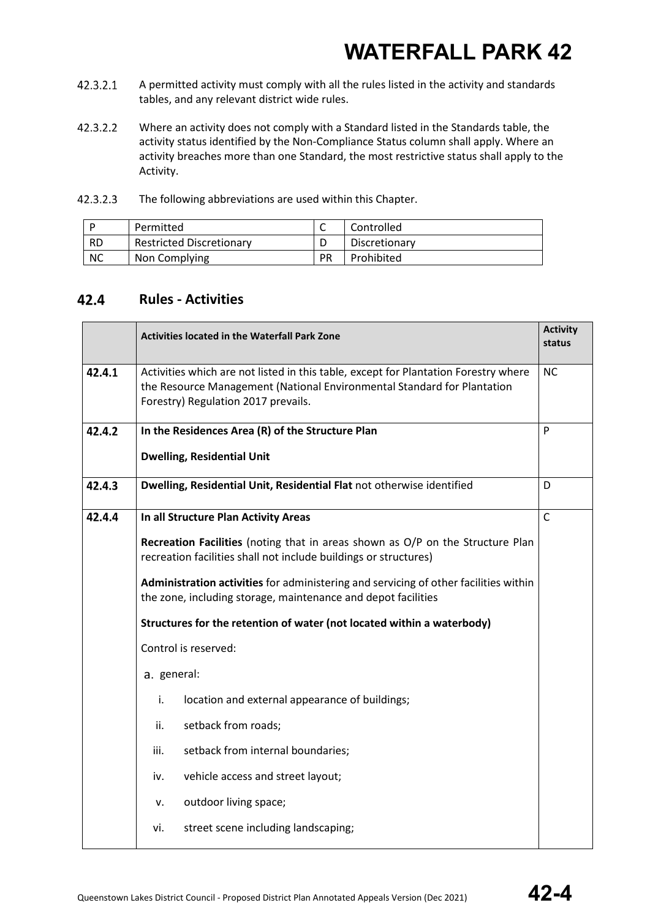42.3.2.1 A permitted activity must comply with all the rules listed in the activity and standards tables, and any relevant district wide rules.

42.3.2.2 Where an activity does not comply with a Standard listed in the Standards table, the activity status identified by the Non-Compliance Status column shall apply. Where an activity breaches more than one Standard, the most restrictive status shall apply to the Activity.

42.3.2.3 The following abbreviations are used within this Chapter.

| P | Permitted | C | Controlled |
|---|---|---|---|
| RD | Restricted Discretionary | D | Discretionary |
| NC | Non Complying | PR | Prohibited |

## 42.4 Rules - Activities

| | **Activities located in the Waterfall Park Zone** | **Activity status** |
|---|---|---|
| **42.4.1** | Activities which are not listed in this table, except for Plantation Forestry where the Resource Management (National Environmental Standard for Plantation Forestry) Regulation 2017 prevails. | NC |
| **42.4.2** | **In the Residences Area (R) of the Structure Plan**<br><br>**Dwelling, Residential Unit** | P |
| **42.4.3** | **Dwelling, Residential Unit, Residential Flat** not otherwise identified | D |
| **42.4.4** | **In all Structure Plan Activity Areas**<br><br>**Recreation Facilities** (noting that in areas shown as O/P on the Structure Plan recreation facilities shall not include buildings or structures)<br><br>**Administration activities** for administering and servicing of other facilities within the zone, including storage, maintenance and depot facilities<br><br>**Structures for the retention of water (not located within a waterbody)**<br><br>Control is reserved:<br><br>a. general:<br><br>i. location and external appearance of buildings;<br><br>ii. setback from roads;<br><br>iii. setback from internal boundaries;<br><br>iv. vehicle access and street layout;<br><br>v. outdoor living space;<br><br>vi. street scene including landscaping; | C |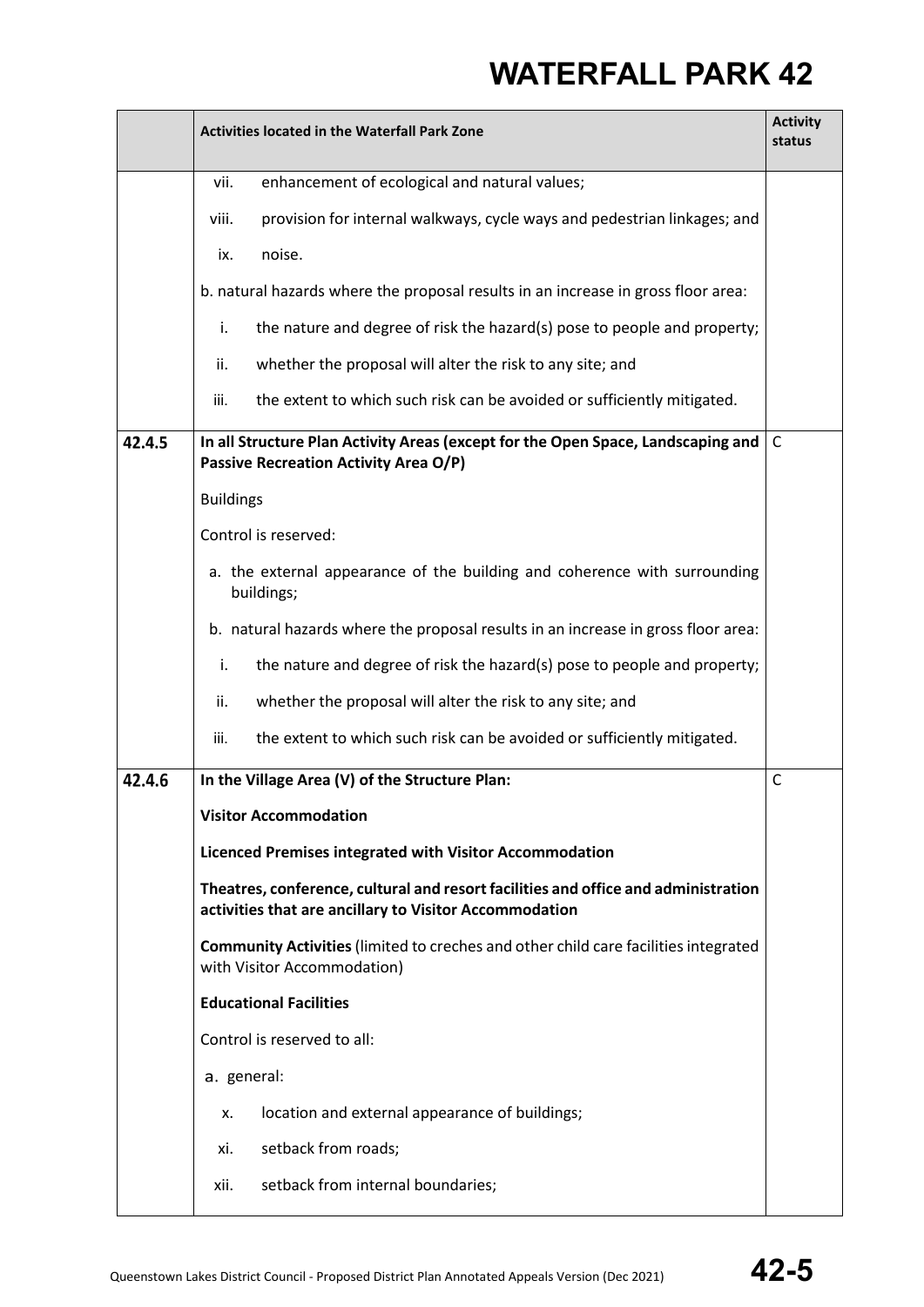| | Activities located in the Waterfall Park Zone | Activity status |
|---|---|---|
| | vii. enhancement of ecological and natural values;<br>viii. provision for internal walkways, cycle ways and pedestrian linkages; and<br>ix. noise.<br>b. natural hazards where the proposal results in an increase in gross floor area:<br>i. the nature and degree of risk the hazard(s) pose to people and property;<br>ii. whether the proposal will alter the risk to any site; and<br>iii. the extent to which such risk can be avoided or sufficiently mitigated. | |
| 42.4.5 | **In all Structure Plan Activity Areas (except for the Open Space, Landscaping and Passive Recreation Activity Area O/P)**<br>Buildings<br>Control is reserved:<br>a. the external appearance of the building and coherence with surrounding buildings;<br>b. natural hazards where the proposal results in an increase in gross floor area:<br>i. the nature and degree of risk the hazard(s) pose to people and property;<br>ii. whether the proposal will alter the risk to any site; and<br>iii. the extent to which such risk can be avoided or sufficiently mitigated. | C |
| 42.4.6 | **In the Village Area (V) of the Structure Plan:**<br>**Visitor Accommodation**<br>**Licenced Premises integrated with Visitor Accommodation**<br>**Theatres, conference, cultural and resort facilities and office and administration activities that are ancillary to Visitor Accommodation**<br>**Community Activities** (limited to creches and other child care facilities integrated with Visitor Accommodation)<br>**Educational Facilities**<br>Control is reserved to all:<br>a. general:<br>x. location and external appearance of buildings;<br>xi. setback from roads;<br>xii. setback from internal boundaries; | C |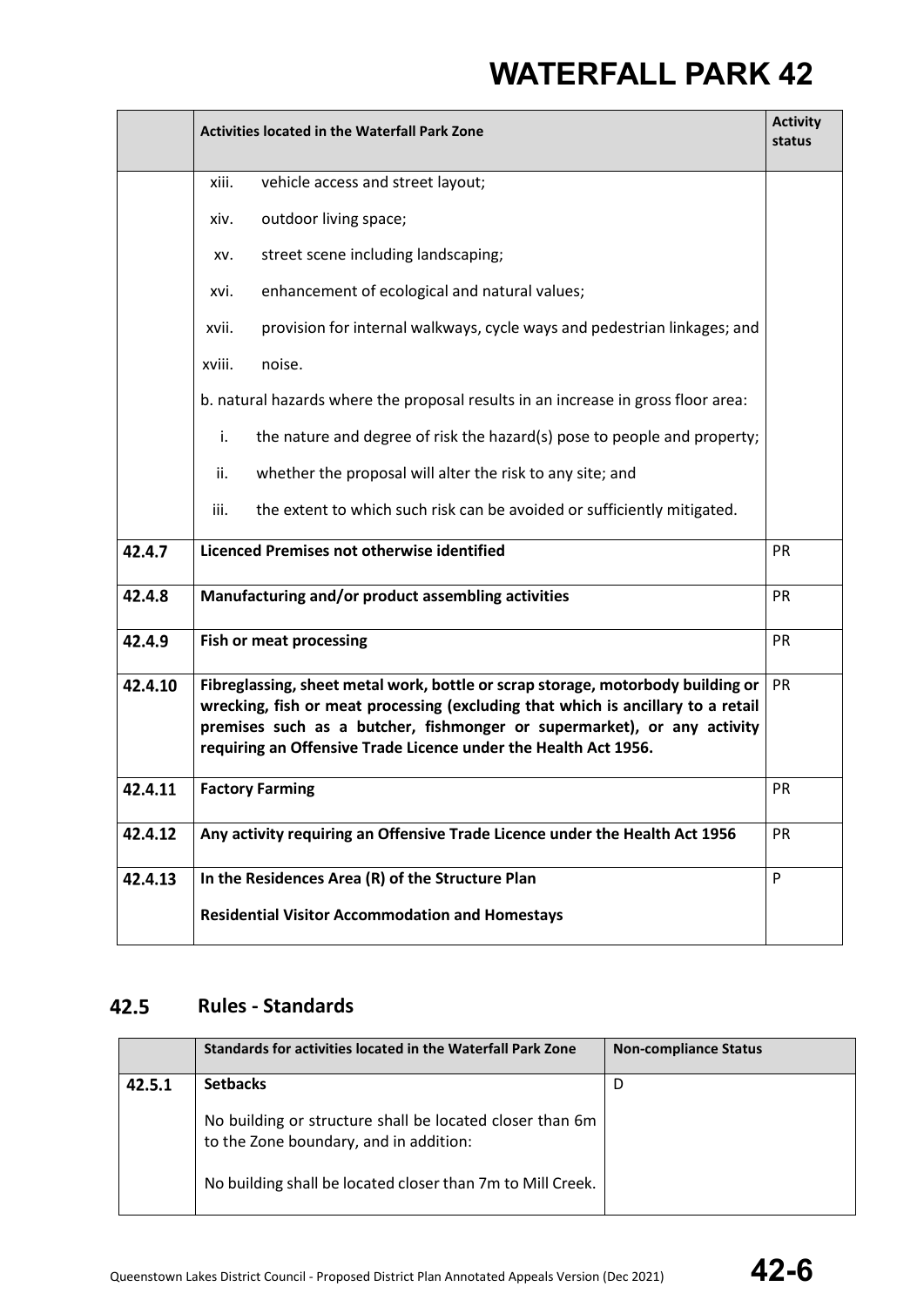| | Activities located in the Waterfall Park Zone | Activity status |
|---|---|---|
| | xiii. vehicle access and street layout;<br>xiv. outdoor living space;<br>xv. street scene including landscaping;<br>xvi. enhancement of ecological and natural values;<br>xvii. provision for internal walkways, cycle ways and pedestrian linkages; and<br>xviii. noise.<br>b. natural hazards where the proposal results in an increase in gross floor area:<br>i. the nature and degree of risk the hazard(s) pose to people and property;<br>ii. whether the proposal will alter the risk to any site; and<br>iii. the extent to which such risk can be avoided or sufficiently mitigated. | |
| **42.4.7** | **Licenced Premises not otherwise identified** | PR |
| **42.4.8** | **Manufacturing and/or product assembling activities** | PR |
| **42.4.9** | **Fish or meat processing** | PR |
| **42.4.10** | **Fibreglassing, sheet metal work, bottle or scrap storage, motorbody building or wrecking, fish or meat processing (excluding that which is ancillary to a retail premises such as a butcher, fishmonger or supermarket), or any activity requiring an Offensive Trade Licence under the Health Act 1956.** | PR |
| **42.4.11** | **Factory Farming** | PR |
| **42.4.12** | **Any activity requiring an Offensive Trade Licence under the Health Act 1956** | PR |
| **42.4.13** | **In the Residences Area (R) of the Structure Plan**<br>**Residential Visitor Accommodation and Homestays** | P |

## 42.5 Rules - Standards

| | Standards for activities located in the Waterfall Park Zone | Non-compliance Status |
|---|---|---|
| **42.5.1** | **Setbacks**<br>No building or structure shall be located closer than 6m to the Zone boundary, and in addition:<br>No building shall be located closer than 7m to Mill Creek. | D |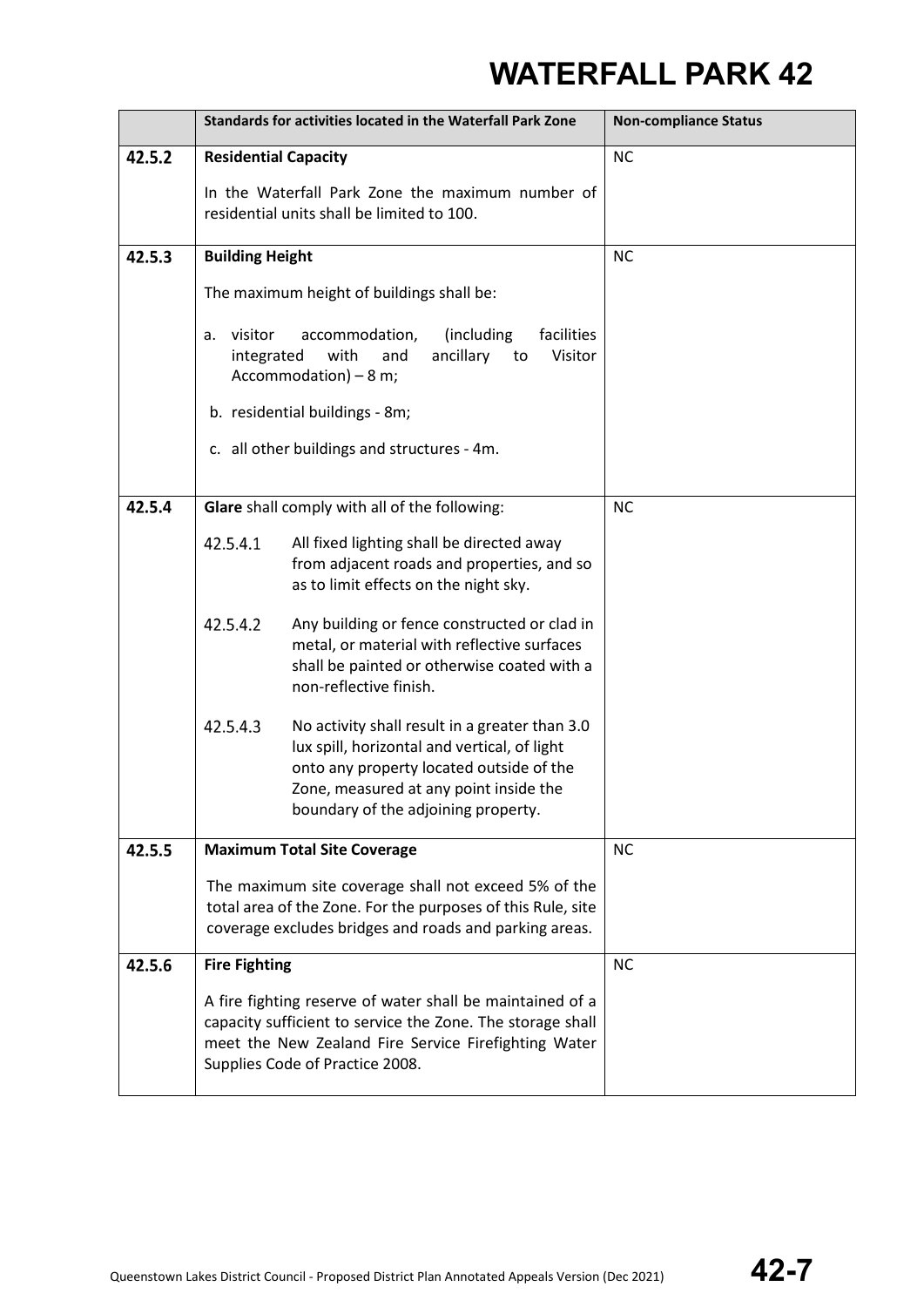|  | Standards for activities located in the Waterfall Park Zone | Non-compliance Status |
| --- | --- | --- |
| 42.5.2 | **Residential Capacity**<br><br>In the Waterfall Park Zone the maximum number of residential units shall be limited to 100. | NC |
| 42.5.3 | **Building Height**<br><br>The maximum height of buildings shall be:<br><br>a. visitor accommodation, (including facilities integrated with and ancillary to Visitor Accommodation) – 8 m;<br><br>b. residential buildings - 8m;<br><br>c. all other buildings and structures - 4m. | NC |
| 42.5.4 | **Glare** shall comply with all of the following:<br><br>42.5.4.1 All fixed lighting shall be directed away from adjacent roads and properties, and so as to limit effects on the night sky.<br><br>42.5.4.2 Any building or fence constructed or clad in metal, or material with reflective surfaces shall be painted or otherwise coated with a non-reflective finish.<br><br>42.5.4.3 No activity shall result in a greater than 3.0 lux spill, horizontal and vertical, of light onto any property located outside of the Zone, measured at any point inside the boundary of the adjoining property. | NC |
| 42.5.5 | **Maximum Total Site Coverage**<br><br>The maximum site coverage shall not exceed 5% of the total area of the Zone. For the purposes of this Rule, site coverage excludes bridges and roads and parking areas. | NC |
| 42.5.6 | **Fire Fighting**<br><br>A fire fighting reserve of water shall be maintained of a capacity sufficient to service the Zone. The storage shall meet the New Zealand Fire Service Firefighting Water Supplies Code of Practice 2008. | NC |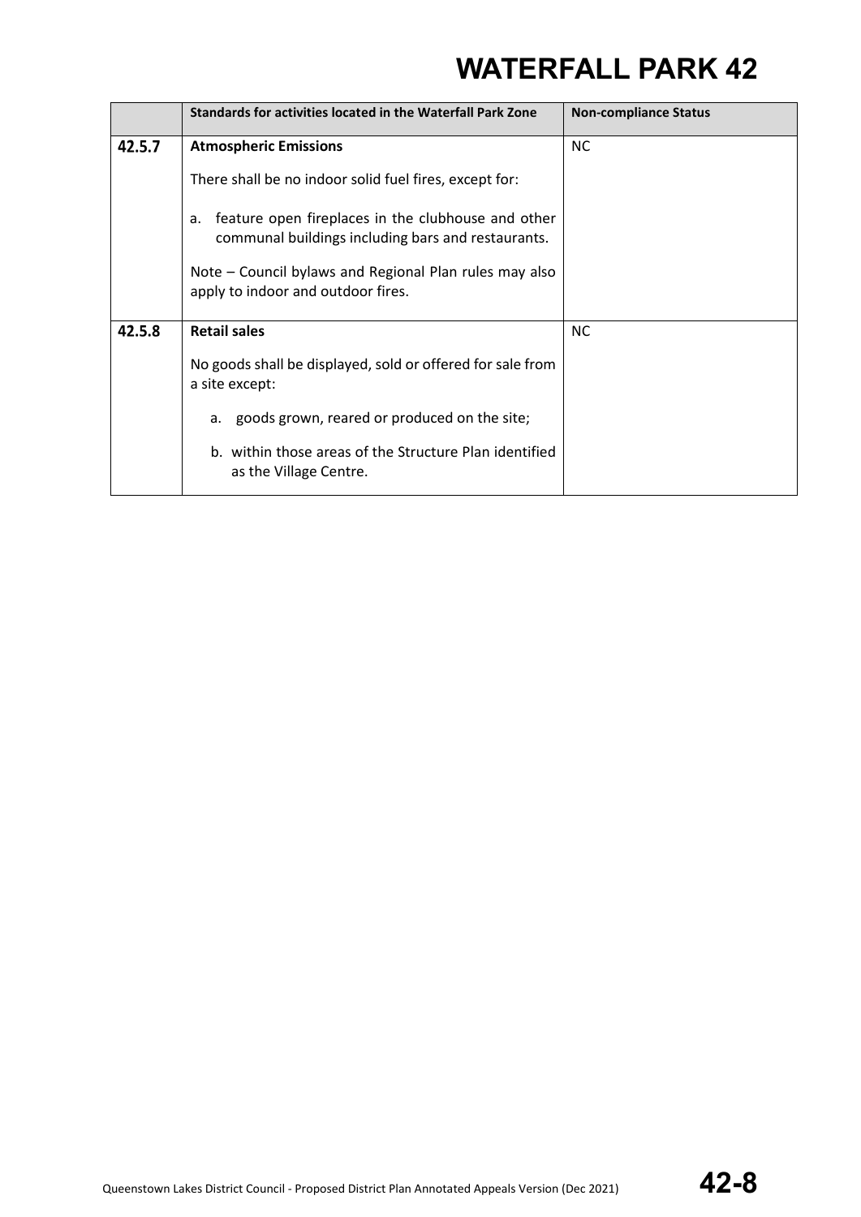| | Standards for activities located in the Waterfall Park Zone | Non-compliance Status |
|---|---|---|
| 42.5.7 | **Atmospheric Emissions**<br><br>There shall be no indoor solid fuel fires, except for:<br><br>a. feature open fireplaces in the clubhouse and other communal buildings including bars and restaurants.<br><br>Note – Council bylaws and Regional Plan rules may also apply to indoor and outdoor fires. | NC |
| 42.5.8 | **Retail sales**<br><br>No goods shall be displayed, sold or offered for sale from a site except:<br><br>a. goods grown, reared or produced on the site;<br><br>b. within those areas of the Structure Plan identified as the Village Centre. | NC |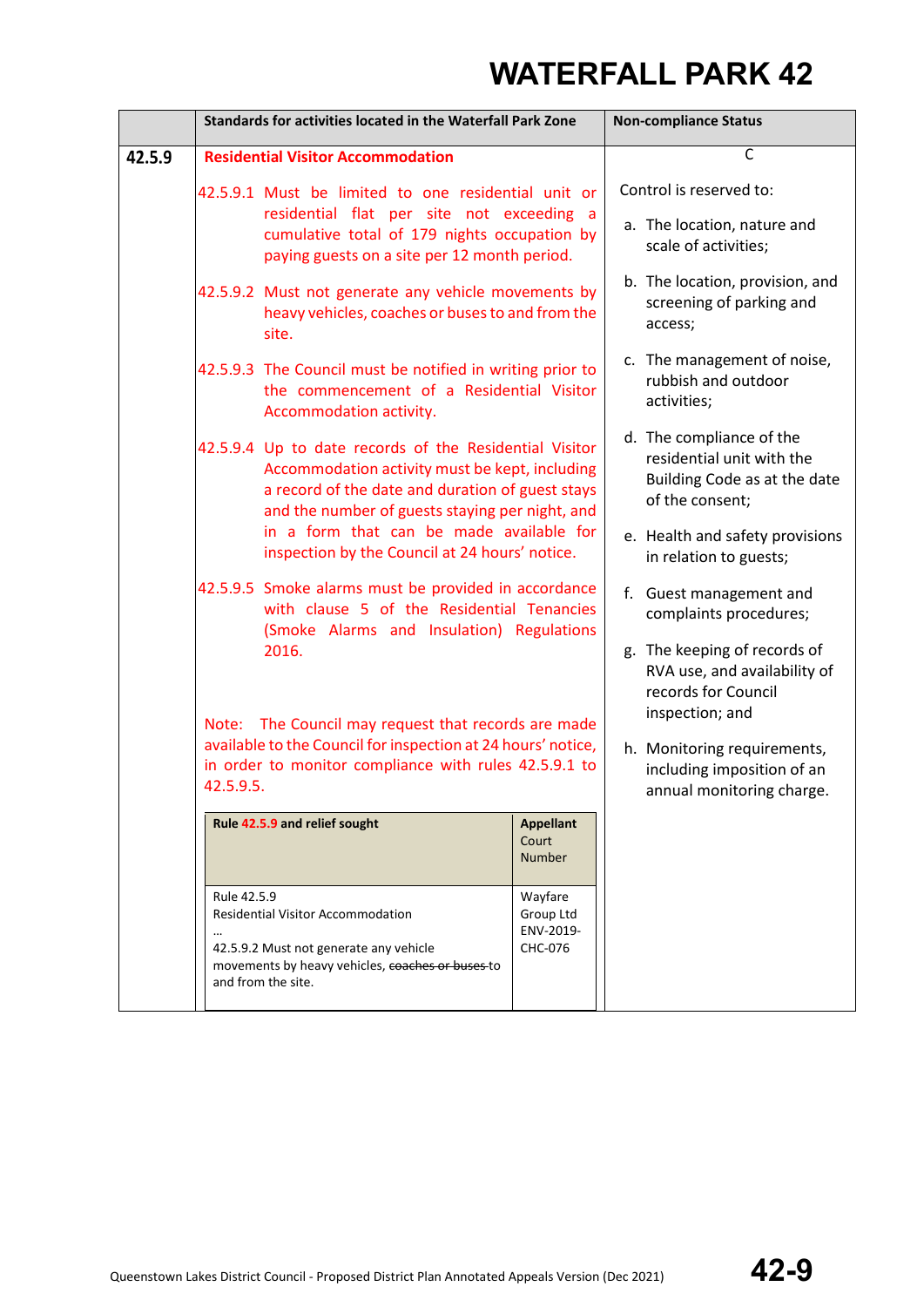# WATERFALL PARK 42

| | Standards for activities located in the Waterfall Park Zone | Non-compliance Status |
|---|---|---|
| **42.5.9** | **Residential Visitor Accommodation**<br><br>42.5.9.1 Must be limited to one residential unit or residential flat per site not exceeding a cumulative total of 179 nights occupation by paying guests on a site per 12 month period.<br><br>42.5.9.2 Must not generate any vehicle movements by heavy vehicles, coaches or buses to and from the site.<br><br>42.5.9.3 The Council must be notified in writing prior to the commencement of a Residential Visitor Accommodation activity.<br><br>42.5.9.4 Up to date records of the Residential Visitor Accommodation activity must be kept, including a record of the date and duration of guest stays and the number of guests staying per night, and in a form that can be made available for inspection by the Council at 24 hours' notice.<br><br>42.5.9.5 Smoke alarms must be provided in accordance with clause 5 of the Residential Tenancies (Smoke Alarms and Insulation) Regulations 2016.<br><br>Note: The Council may request that records are made available to the Council for inspection at 24 hours' notice, in order to monitor compliance with rules 42.5.9.1 to 42.5.9.5. | C<br><br>Control is reserved to:<br><br>a. The location, nature and scale of activities;<br><br>b. The location, provision, and screening of parking and access;<br><br>c. The management of noise, rubbish and outdoor activities;<br><br>d. The compliance of the residential unit with the Building Code as at the date of the consent;<br><br>e. Health and safety provisions in relation to guests;<br><br>f. Guest management and complaints procedures;<br><br>g. The keeping of records of RVA use, and availability of records for Council inspection; and<br><br>h. Monitoring requirements, including imposition of an annual monitoring charge. |

| Rule 42.5.9 and relief sought | Appellant Court Number |
|---|---|
| Rule 42.5.9<br>Residential Visitor Accommodation<br>…<br>42.5.9.2 Must not generate any vehicle movements by heavy vehicles, ~~coaches or buses~~ to and from the site. | Wayfare Group Ltd ENV-2019-CHC-076 |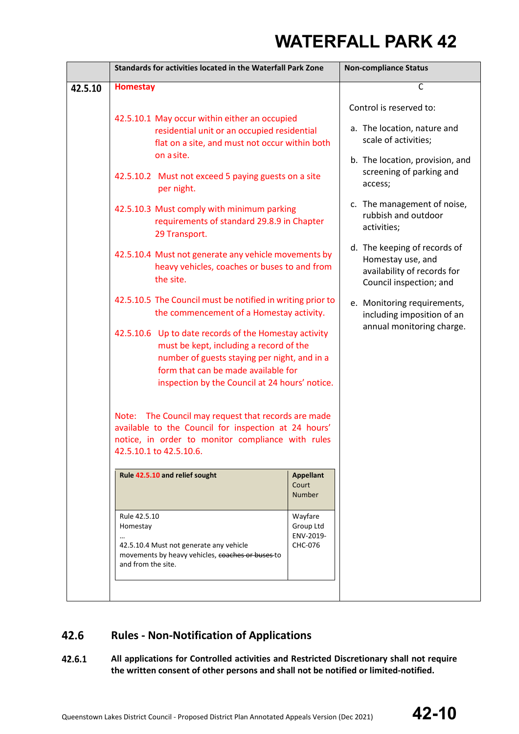# WATERFALL PARK 42

| | Standards for activities located in the Waterfall Park Zone | Non-compliance Status |
|---|---|---|
| **42.5.10** | **Homestay**<br><br>42.5.10.1 May occur within either an occupied residential unit or an occupied residential flat on a site, and must not occur within both on a site.<br><br>42.5.10.2 Must not exceed 5 paying guests on a site per night.<br><br>42.5.10.3 Must comply with minimum parking requirements of standard 29.8.9 in Chapter 29 Transport.<br><br>42.5.10.4 Must not generate any vehicle movements by heavy vehicles, coaches or buses to and from the site.<br><br>42.5.10.5 The Council must be notified in writing prior to the commencement of a Homestay activity.<br><br>42.5.10.6 Up to date records of the Homestay activity must be kept, including a record of the number of guests staying per night, and in a form that can be made available for inspection by the Council at 24 hours' notice.<br><br>Note: The Council may request that records are made available to the Council for inspection at 24 hours' notice, in order to monitor compliance with rules 42.5.10.1 to 42.5.10.6.<br><br>**Rule 42.5.10 and relief sought** — **Appellant Court Number**<br><br>Rule 42.5.10 Homestay<br>…<br>42.5.10.4 Must not generate any vehicle movements by heavy vehicles, ~~coaches or buses~~ to and from the site. — Wayfare Group Ltd ENV-2019-CHC-076 | C<br><br>Control is reserved to:<br><br>a. The location, nature and scale of activities;<br><br>b. The location, provision, and screening of parking and access;<br><br>c. The management of noise, rubbish and outdoor activities;<br><br>d. The keeping of records of Homestay use, and availability of records for Council inspection; and<br><br>e. Monitoring requirements, including imposition of an annual monitoring charge. |

## 42.6 Rules - Non-Notification of Applications

**42.6.1** **All applications for Controlled activities and Restricted Discretionary shall not require the written consent of other persons and shall not be notified or limited-notified.**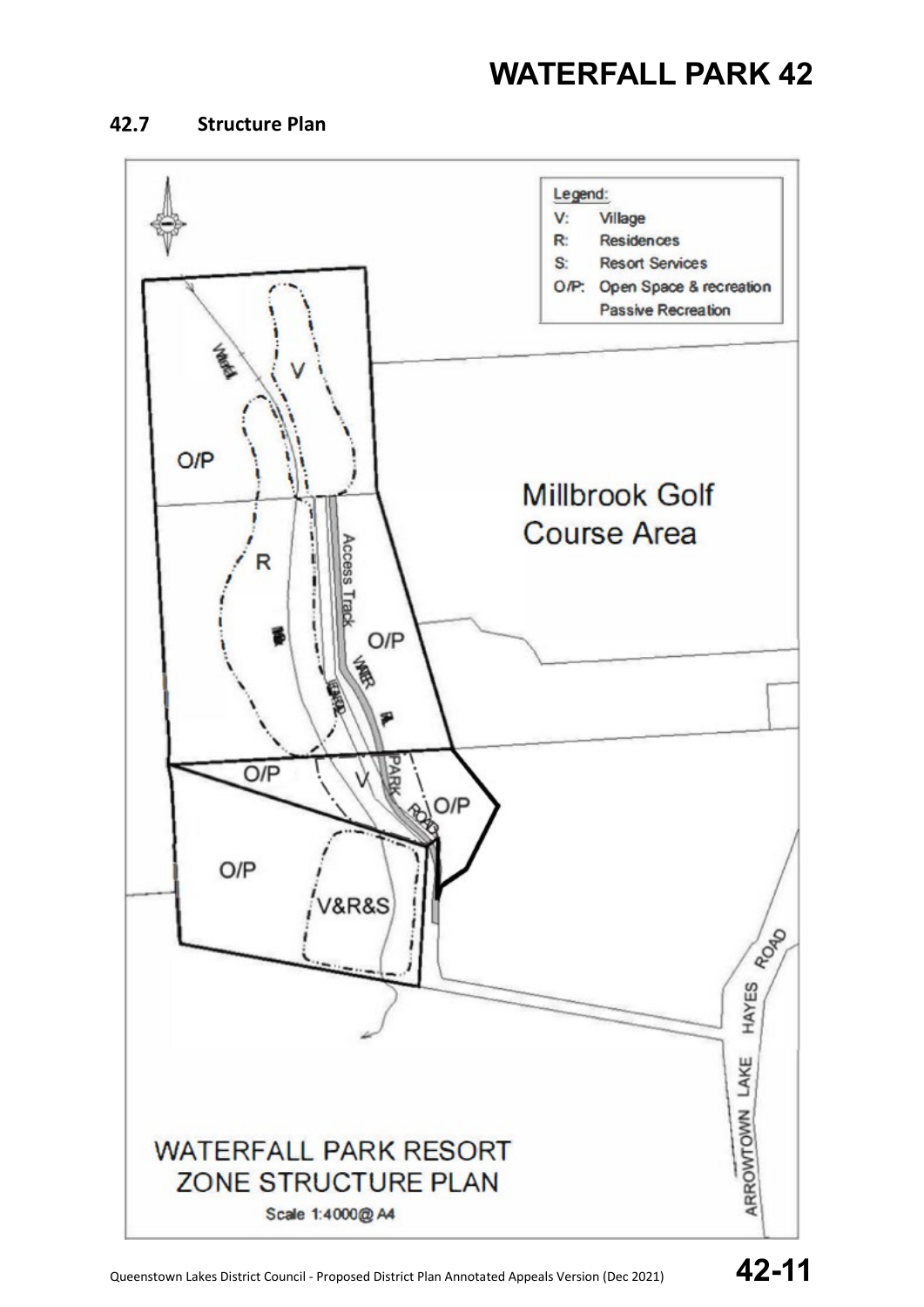## 42.7 Structure Plan

Legend:
V: Village
R: Residences
S: Resort Services
O/P: Open Space & recreation
Passive Recreation

Millbrook Golf Course Area

Access Track

WATERFALL PARK ROAD

O/P

V

R

V&R&S

ARROWTOWN LAKE HAYES ROAD

WATERFALL PARK RESORT ZONE STRUCTURE PLAN

Scale 1:4000@ A4